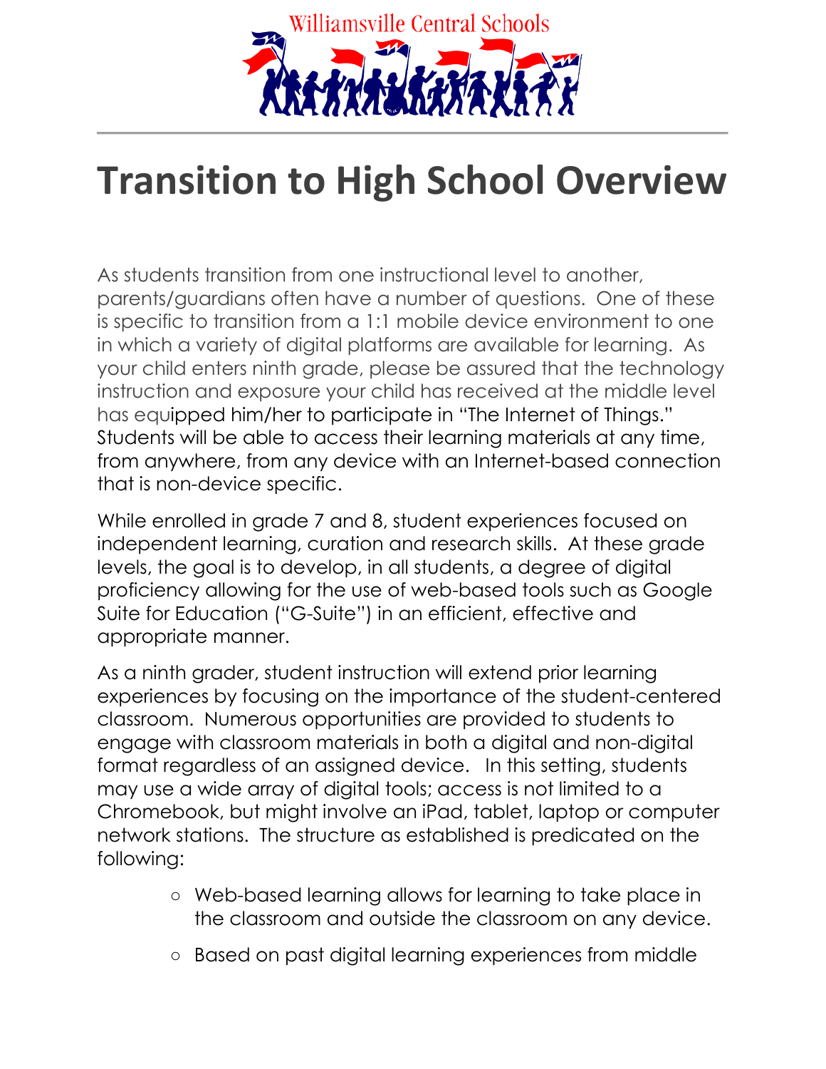Williamsville Central Schools

# Transition to High School Overview

As students transition from one instructional level to another, parents/guardians often have a number of questions. One of these is specific to transition from a 1:1 mobile device environment to one in which a variety of digital platforms are available for learning. As your child enters ninth grade, please be assured that the technology instruction and exposure your child has received at the middle level has equipped him/her to participate in "The Internet of Things." Students will be able to access their learning materials at any time, from anywhere, from any device with an Internet-based connection that is non-device specific.

While enrolled in grade 7 and 8, student experiences focused on independent learning, curation and research skills. At these grade levels, the goal is to develop, in all students, a degree of digital proficiency allowing for the use of web-based tools such as Google Suite for Education ("G-Suite") in an efficient, effective and appropriate manner.

As a ninth grader, student instruction will extend prior learning experiences by focusing on the importance of the student-centered classroom. Numerous opportunities are provided to students to engage with classroom materials in both a digital and non-digital format regardless of an assigned device. In this setting, students may use a wide array of digital tools; access is not limited to a Chromebook, but might involve an iPad, tablet, laptop or computer network stations. The structure as established is predicated on the following:

- Web-based learning allows for learning to take place in the classroom and outside the classroom on any device.
- Based on past digital learning experiences from middle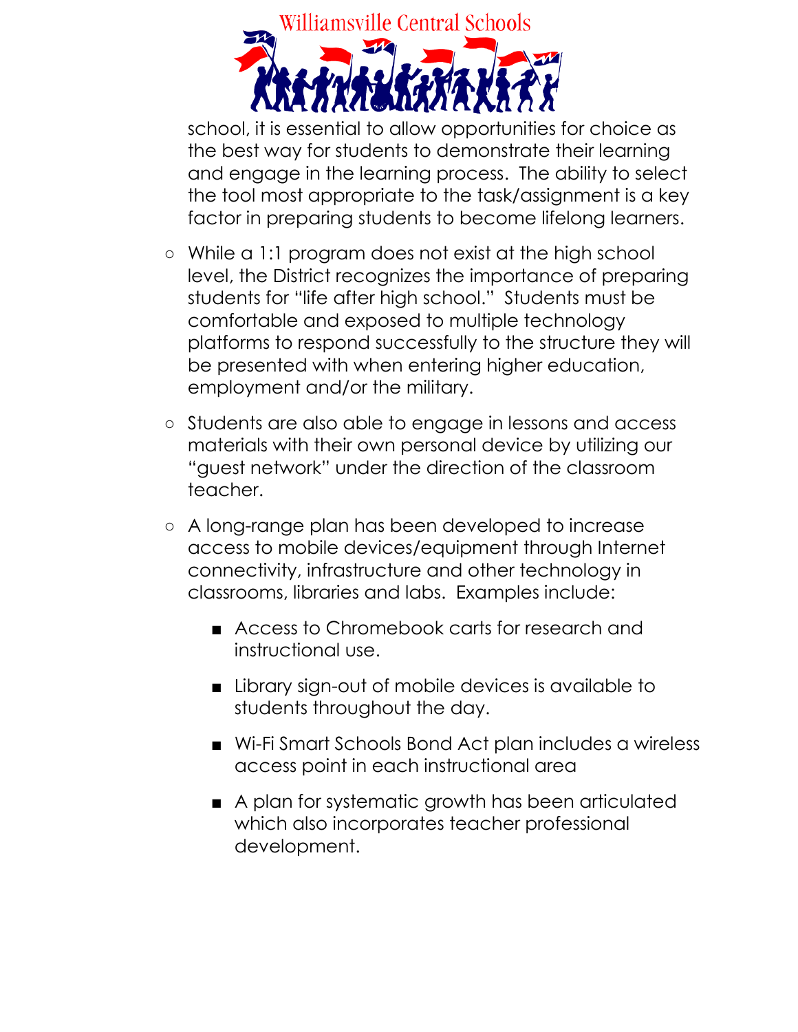school, it is essential to allow opportunities for choice as the best way for students to demonstrate their learning and engage in the learning process. The ability to select the tool most appropriate to the task/assignment is a key factor in preparing students to become lifelong learners.

- While a 1:1 program does not exist at the high school level, the District recognizes the importance of preparing students for "life after high school." Students must be comfortable and exposed to multiple technology platforms to respond successfully to the structure they will be presented with when entering higher education, employment and/or the military.

- Students are also able to engage in lessons and access materials with their own personal device by utilizing our "guest network" under the direction of the classroom teacher.

- A long-range plan has been developed to increase access to mobile devices/equipment through Internet connectivity, infrastructure and other technology in classrooms, libraries and labs. Examples include:

  - Access to Chromebook carts for research and instructional use.

  - Library sign-out of mobile devices is available to students throughout the day.

  - Wi-Fi Smart Schools Bond Act plan includes a wireless access point in each instructional area

  - A plan for systematic growth has been articulated which also incorporates teacher professional development.